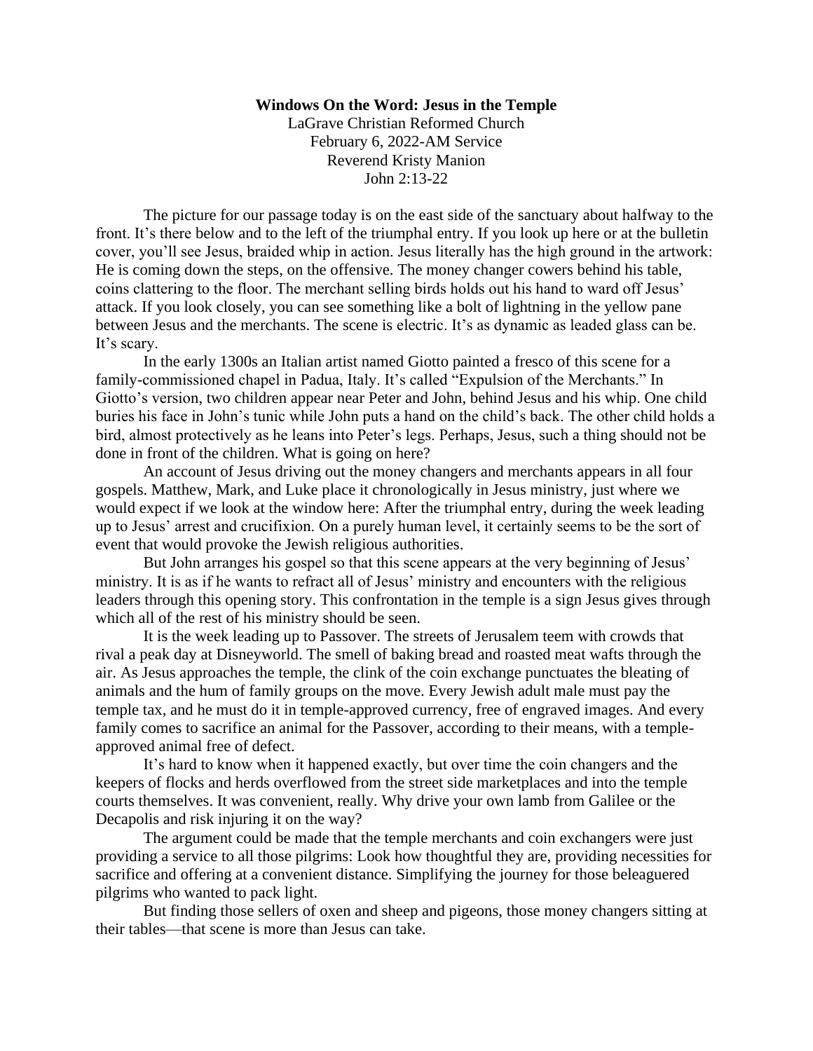**Windows On the Word: Jesus in the Temple**

LaGrave Christian Reformed Church
February 6, 2022-AM Service
Reverend Kristy Manion
John 2:13-22

The picture for our passage today is on the east side of the sanctuary about halfway to the front. It's there below and to the left of the triumphal entry. If you look up here or at the bulletin cover, you'll see Jesus, braided whip in action. Jesus literally has the high ground in the artwork: He is coming down the steps, on the offensive. The money changer cowers behind his table, coins clattering to the floor. The merchant selling birds holds out his hand to ward off Jesus' attack. If you look closely, you can see something like a bolt of lightning in the yellow pane between Jesus and the merchants. The scene is electric. It's as dynamic as leaded glass can be. It's scary.

In the early 1300s an Italian artist named Giotto painted a fresco of this scene for a family-commissioned chapel in Padua, Italy. It's called "Expulsion of the Merchants." In Giotto's version, two children appear near Peter and John, behind Jesus and his whip. One child buries his face in John's tunic while John puts a hand on the child's back. The other child holds a bird, almost protectively as he leans into Peter's legs. Perhaps, Jesus, such a thing should not be done in front of the children. What is going on here?

An account of Jesus driving out the money changers and merchants appears in all four gospels. Matthew, Mark, and Luke place it chronologically in Jesus ministry, just where we would expect if we look at the window here: After the triumphal entry, during the week leading up to Jesus' arrest and crucifixion. On a purely human level, it certainly seems to be the sort of event that would provoke the Jewish religious authorities.

But John arranges his gospel so that this scene appears at the very beginning of Jesus' ministry. It is as if he wants to refract all of Jesus' ministry and encounters with the religious leaders through this opening story. This confrontation in the temple is a sign Jesus gives through which all of the rest of his ministry should be seen.

It is the week leading up to Passover. The streets of Jerusalem teem with crowds that rival a peak day at Disneyworld. The smell of baking bread and roasted meat wafts through the air. As Jesus approaches the temple, the clink of the coin exchange punctuates the bleating of animals and the hum of family groups on the move. Every Jewish adult male must pay the temple tax, and he must do it in temple-approved currency, free of engraved images. And every family comes to sacrifice an animal for the Passover, according to their means, with a temple-approved animal free of defect.

It's hard to know when it happened exactly, but over time the coin changers and the keepers of flocks and herds overflowed from the street side marketplaces and into the temple courts themselves. It was convenient, really. Why drive your own lamb from Galilee or the Decapolis and risk injuring it on the way?

The argument could be made that the temple merchants and coin exchangers were just providing a service to all those pilgrims: Look how thoughtful they are, providing necessities for sacrifice and offering at a convenient distance. Simplifying the journey for those beleaguered pilgrims who wanted to pack light.

But finding those sellers of oxen and sheep and pigeons, those money changers sitting at their tables—that scene is more than Jesus can take.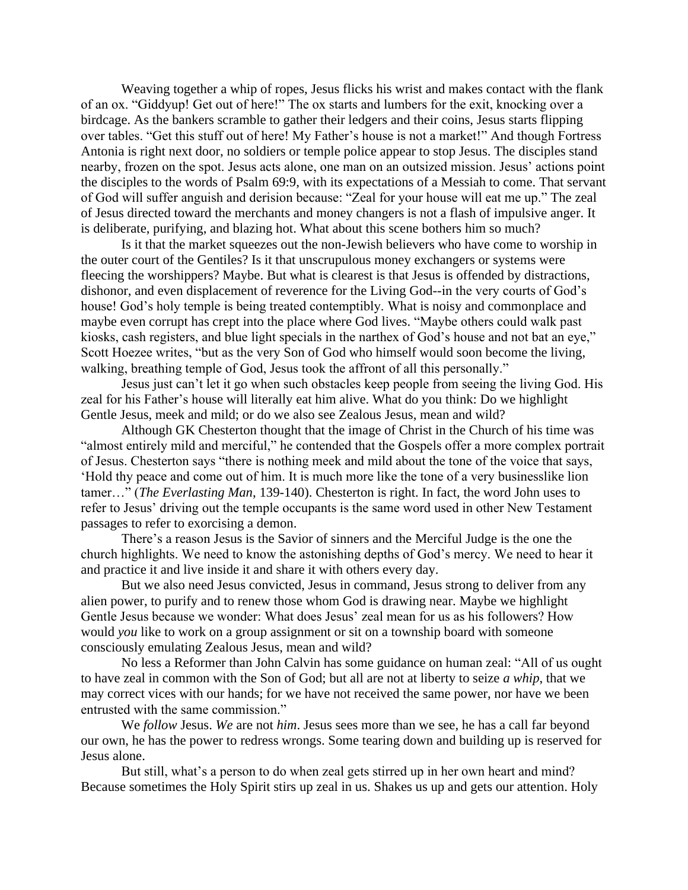Weaving together a whip of ropes, Jesus flicks his wrist and makes contact with the flank of an ox. "Giddyup! Get out of here!" The ox starts and lumbers for the exit, knocking over a birdcage. As the bankers scramble to gather their ledgers and their coins, Jesus starts flipping over tables. "Get this stuff out of here! My Father's house is not a market!" And though Fortress Antonia is right next door, no soldiers or temple police appear to stop Jesus. The disciples stand nearby, frozen on the spot. Jesus acts alone, one man on an outsized mission. Jesus' actions point the disciples to the words of Psalm 69:9, with its expectations of a Messiah to come. That servant of God will suffer anguish and derision because: "Zeal for your house will eat me up." The zeal of Jesus directed toward the merchants and money changers is not a flash of impulsive anger. It is deliberate, purifying, and blazing hot. What about this scene bothers him so much?

Is it that the market squeezes out the non-Jewish believers who have come to worship in the outer court of the Gentiles? Is it that unscrupulous money exchangers or systems were fleecing the worshippers? Maybe. But what is clearest is that Jesus is offended by distractions, dishonor, and even displacement of reverence for the Living God--in the very courts of God's house! God's holy temple is being treated contemptibly. What is noisy and commonplace and maybe even corrupt has crept into the place where God lives. "Maybe others could walk past kiosks, cash registers, and blue light specials in the narthex of God's house and not bat an eye," Scott Hoezee writes, "but as the very Son of God who himself would soon become the living, walking, breathing temple of God, Jesus took the affront of all this personally."

Jesus just can't let it go when such obstacles keep people from seeing the living God. His zeal for his Father's house will literally eat him alive. What do you think: Do we highlight Gentle Jesus, meek and mild; or do we also see Zealous Jesus, mean and wild?

Although GK Chesterton thought that the image of Christ in the Church of his time was "almost entirely mild and merciful," he contended that the Gospels offer a more complex portrait of Jesus. Chesterton says "there is nothing meek and mild about the tone of the voice that says, 'Hold thy peace and come out of him. It is much more like the tone of a very businesslike lion tamer…" (*The Everlasting Man*, 139-140). Chesterton is right. In fact, the word John uses to refer to Jesus' driving out the temple occupants is the same word used in other New Testament passages to refer to exorcising a demon.

There's a reason Jesus is the Savior of sinners and the Merciful Judge is the one the church highlights. We need to know the astonishing depths of God's mercy. We need to hear it and practice it and live inside it and share it with others every day.

But we also need Jesus convicted, Jesus in command, Jesus strong to deliver from any alien power, to purify and to renew those whom God is drawing near. Maybe we highlight Gentle Jesus because we wonder: What does Jesus' zeal mean for us as his followers? How would *you* like to work on a group assignment or sit on a township board with someone consciously emulating Zealous Jesus, mean and wild?

No less a Reformer than John Calvin has some guidance on human zeal: "All of us ought to have zeal in common with the Son of God; but all are not at liberty to seize *a whip*, that we may correct vices with our hands; for we have not received the same power, nor have we been entrusted with the same commission."

We *follow* Jesus. *We* are not *him*. Jesus sees more than we see, he has a call far beyond our own, he has the power to redress wrongs. Some tearing down and building up is reserved for Jesus alone.

But still, what's a person to do when zeal gets stirred up in her own heart and mind? Because sometimes the Holy Spirit stirs up zeal in us. Shakes us up and gets our attention. Holy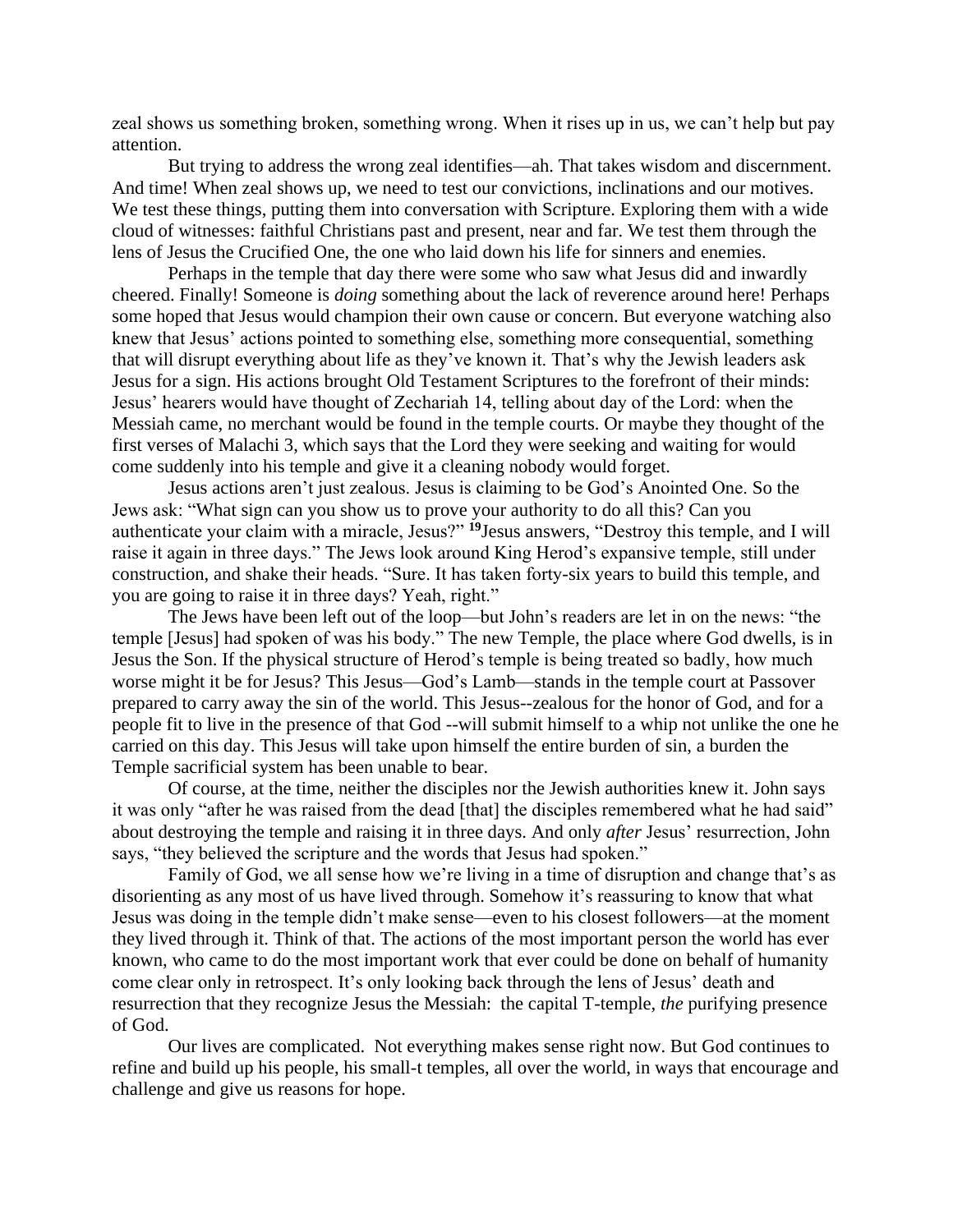zeal shows us something broken, something wrong. When it rises up in us, we can't help but pay attention.

But trying to address the wrong zeal identifies—ah. That takes wisdom and discernment. And time! When zeal shows up, we need to test our convictions, inclinations and our motives. We test these things, putting them into conversation with Scripture. Exploring them with a wide cloud of witnesses: faithful Christians past and present, near and far. We test them through the lens of Jesus the Crucified One, the one who laid down his life for sinners and enemies.

Perhaps in the temple that day there were some who saw what Jesus did and inwardly cheered. Finally! Someone is *doing* something about the lack of reverence around here! Perhaps some hoped that Jesus would champion their own cause or concern. But everyone watching also knew that Jesus' actions pointed to something else, something more consequential, something that will disrupt everything about life as they've known it. That's why the Jewish leaders ask Jesus for a sign. His actions brought Old Testament Scriptures to the forefront of their minds: Jesus' hearers would have thought of Zechariah 14, telling about day of the Lord: when the Messiah came, no merchant would be found in the temple courts. Or maybe they thought of the first verses of Malachi 3, which says that the Lord they were seeking and waiting for would come suddenly into his temple and give it a cleaning nobody would forget.

Jesus actions aren't just zealous. Jesus is claiming to be God's Anointed One. So the Jews ask: "What sign can you show us to prove your authority to do all this? Can you authenticate your claim with a miracle, Jesus?" **19**Jesus answers, "Destroy this temple, and I will raise it again in three days." The Jews look around King Herod's expansive temple, still under construction, and shake their heads. "Sure. It has taken forty-six years to build this temple, and you are going to raise it in three days? Yeah, right."

The Jews have been left out of the loop—but John's readers are let in on the news: "the temple [Jesus] had spoken of was his body." The new Temple, the place where God dwells, is in Jesus the Son. If the physical structure of Herod's temple is being treated so badly, how much worse might it be for Jesus? This Jesus—God's Lamb—stands in the temple court at Passover prepared to carry away the sin of the world. This Jesus--zealous for the honor of God, and for a people fit to live in the presence of that God --will submit himself to a whip not unlike the one he carried on this day. This Jesus will take upon himself the entire burden of sin, a burden the Temple sacrificial system has been unable to bear.

Of course, at the time, neither the disciples nor the Jewish authorities knew it. John says it was only "after he was raised from the dead [that] the disciples remembered what he had said" about destroying the temple and raising it in three days. And only *after* Jesus' resurrection, John says, "they believed the scripture and the words that Jesus had spoken."

Family of God, we all sense how we're living in a time of disruption and change that's as disorienting as any most of us have lived through. Somehow it's reassuring to know that what Jesus was doing in the temple didn't make sense—even to his closest followers—at the moment they lived through it. Think of that. The actions of the most important person the world has ever known, who came to do the most important work that ever could be done on behalf of humanity come clear only in retrospect. It's only looking back through the lens of Jesus' death and resurrection that they recognize Jesus the Messiah: the capital T-temple, *the* purifying presence of God.

Our lives are complicated. Not everything makes sense right now. But God continues to refine and build up his people, his small-t temples, all over the world, in ways that encourage and challenge and give us reasons for hope.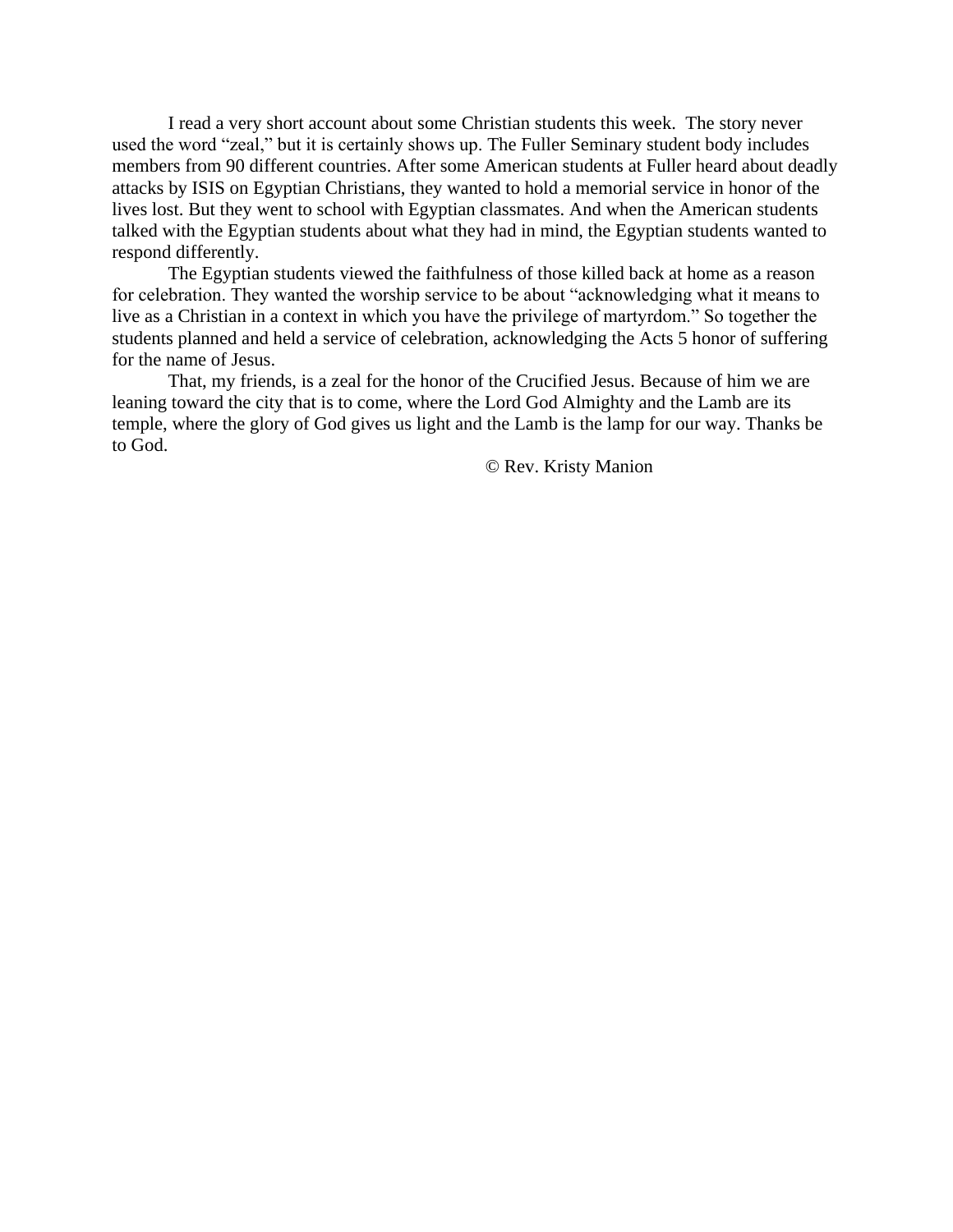I read a very short account about some Christian students this week. The story never used the word "zeal," but it is certainly shows up. The Fuller Seminary student body includes members from 90 different countries. After some American students at Fuller heard about deadly attacks by ISIS on Egyptian Christians, they wanted to hold a memorial service in honor of the lives lost. But they went to school with Egyptian classmates. And when the American students talked with the Egyptian students about what they had in mind, the Egyptian students wanted to respond differently.

The Egyptian students viewed the faithfulness of those killed back at home as a reason for celebration. They wanted the worship service to be about "acknowledging what it means to live as a Christian in a context in which you have the privilege of martyrdom." So together the students planned and held a service of celebration, acknowledging the Acts 5 honor of suffering for the name of Jesus.

That, my friends, is a zeal for the honor of the Crucified Jesus. Because of him we are leaning toward the city that is to come, where the Lord God Almighty and the Lamb are its temple, where the glory of God gives us light and the Lamb is the lamp for our way. Thanks be to God.

© Rev. Kristy Manion